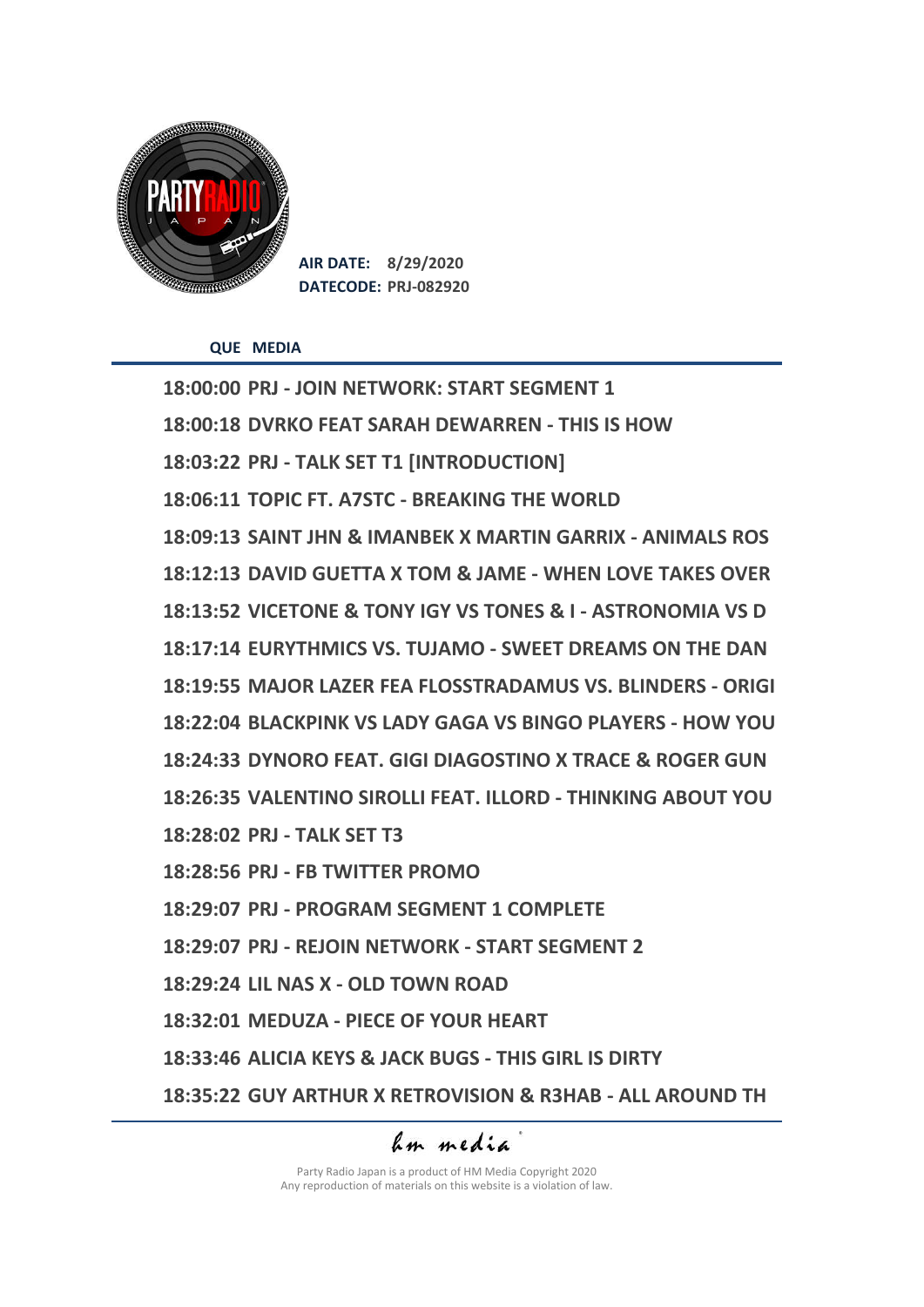**AIR DATE:** 8/29/2020
**DATECODE:** PRJ-082920

| QUE | MEDIA |
|---|---|
| 18:00:00 | PRJ - JOIN NETWORK: START SEGMENT 1 |
| 18:00:18 | DVRKO FEAT SARAH DEWARREN - THIS IS HOW |
| 18:03:22 | PRJ - TALK SET T1 [INTRODUCTION] |
| 18:06:11 | TOPIC FT. A7STC - BREAKING THE WORLD |
| 18:09:13 | SAINT JHN & IMANBEK X MARTIN GARRIX - ANIMALS ROS |
| 18:12:13 | DAVID GUETTA X TOM & JAME - WHEN LOVE TAKES OVER |
| 18:13:52 | VICETONE & TONY IGY VS TONES & I - ASTRONOMIA VS D |
| 18:17:14 | EURYTHMICS VS. TUJAMO - SWEET DREAMS ON THE DAN |
| 18:19:55 | MAJOR LAZER FEA FLOSSTRADAMUS VS. BLINDERS - ORIGI |
| 18:22:04 | BLACKPINK VS LADY GAGA VS BINGO PLAYERS - HOW YOU |
| 18:24:33 | DYNORO FEAT. GIGI DIAGOSTINO X TRACE & ROGER GUN |
| 18:26:35 | VALENTINO SIROLLI FEAT. ILLORD - THINKING ABOUT YOU |
| 18:28:02 | PRJ - TALK SET T3 |
| 18:28:56 | PRJ - FB TWITTER PROMO |
| 18:29:07 | PRJ - PROGRAM SEGMENT 1 COMPLETE |
| 18:29:07 | PRJ - REJOIN NETWORK - START SEGMENT 2 |
| 18:29:24 | LIL NAS X - OLD TOWN ROAD |
| 18:32:01 | MEDUZA - PIECE OF YOUR HEART |
| 18:33:46 | ALICIA KEYS & JACK BUGS - THIS GIRL IS DIRTY |
| 18:35:22 | GUY ARTHUR X RETROVISION & R3HAB - ALL AROUND TH |

hm media

Party Radio Japan is a product of HM Media Copyright 2020
Any reproduction of materials on this website is a violation of law.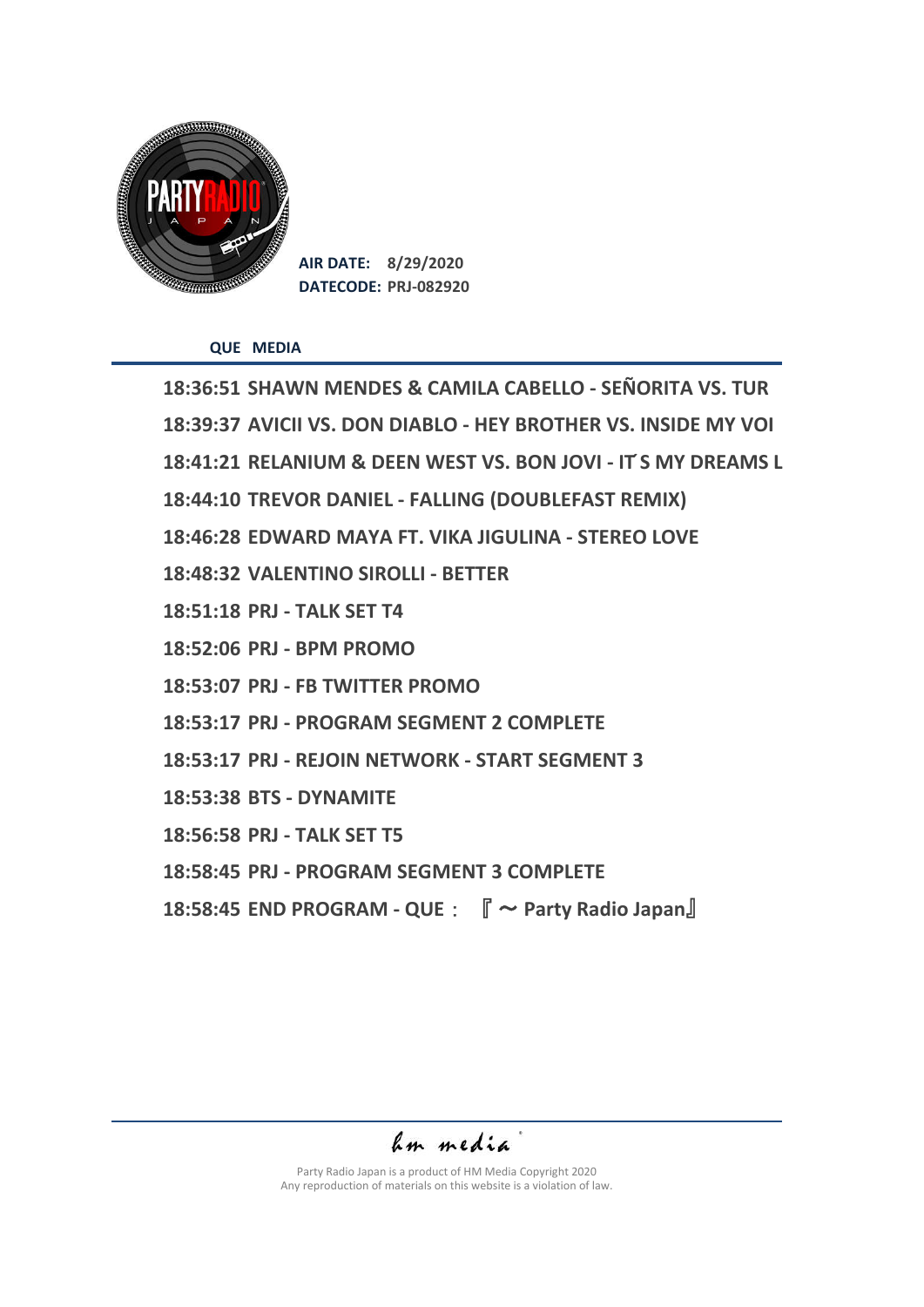**AIR DATE:** 8/29/2020
**DATECODE:** PRJ-082920

| QUE | MEDIA |
|---|---|
| 18:36:51 | SHAWN MENDES & CAMILA CABELLO - SEÑORITA VS. TUR |
| 18:39:37 | AVICII VS. DON DIABLO - HEY BROTHER VS. INSIDE MY VOI |
| 18:41:21 | RELANIUM & DEEN WEST VS. BON JOVI - IT΄S MY DREAMS L |
| 18:44:10 | TREVOR DANIEL - FALLING (DOUBLEFAST REMIX) |
| 18:46:28 | EDWARD MAYA FT. VIKA JIGULINA - STEREO LOVE |
| 18:48:32 | VALENTINO SIROLLI - BETTER |
| 18:51:18 | PRJ - TALK SET T4 |
| 18:52:06 | PRJ - BPM PROMO |
| 18:53:07 | PRJ - FB TWITTER PROMO |
| 18:53:17 | PRJ - PROGRAM SEGMENT 2 COMPLETE |
| 18:53:17 | PRJ - REJOIN NETWORK - START SEGMENT 3 |
| 18:53:38 | BTS - DYNAMITE |
| 18:56:58 | PRJ - TALK SET T5 |
| 18:58:45 | PRJ - PROGRAM SEGMENT 3 COMPLETE |
| 18:58:45 | END PROGRAM - QUE： 『～ Party Radio Japan』 |

hm media

Party Radio Japan is a product of HM Media Copyright 2020
Any reproduction of materials on this website is a violation of law.